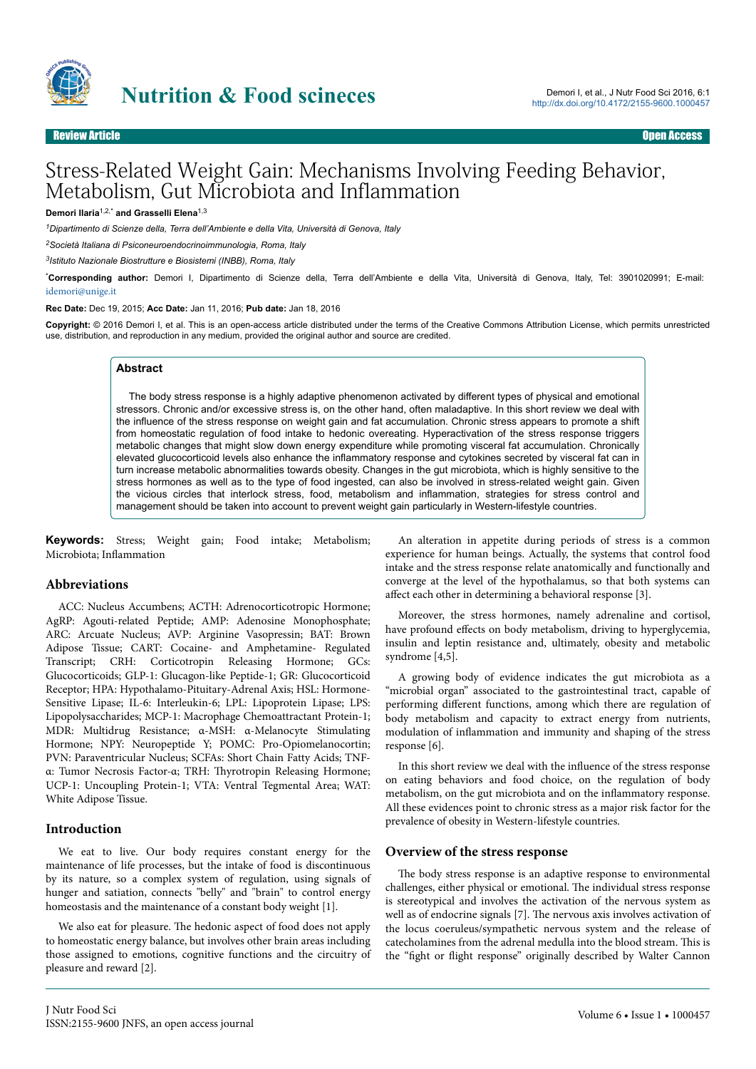Review Article Open Access

# Stress-Related Weight Gain: Mechanisms Involving Feeding Behavior, Metabolism, Gut Microbiota and Inflammation

**Demori Ilaria**[1,2,*] **and Grasselli Elena**[1,3]

[1]*Dipartimento di Scienze della, Terra dell'Ambiente e della Vita, Università di Genova, Italy*

[2]*Società Italiana di Psiconeuroendocrinoimmunologia, Roma, Italy*

[3]*Istituto Nazionale Biostrutture e Biosistemi (INBB), Roma, Italy*

[*]**Corresponding author:** Demori I, Dipartimento di Scienze della, Terra dell'Ambiente e della Vita, Università di Genova, Italy, Tel: 3901020991; E-mail: idemori@unige.it

**Rec Date:** Dec 19, 2015; **Acc Date:** Jan 11, 2016; **Pub date:** Jan 18, 2016

**Copyright:** © 2016 Demori I, et al. This is an open-access article distributed under the terms of the Creative Commons Attribution License, which permits unrestricted use, distribution, and reproduction in any medium, provided the original author and source are credited.

## Abstract

The body stress response is a highly adaptive phenomenon activated by different types of physical and emotional stressors. Chronic and/or excessive stress is, on the other hand, often maladaptive. In this short review we deal with the influence of the stress response on weight gain and fat accumulation. Chronic stress appears to promote a shift from homeostatic regulation of food intake to hedonic overeating. Hyperactivation of the stress response triggers metabolic changes that might slow down energy expenditure while promoting visceral fat accumulation. Chronically elevated glucocorticoid levels also enhance the inflammatory response and cytokines secreted by visceral fat can in turn increase metabolic abnormalities towards obesity. Changes in the gut microbiota, which is highly sensitive to the stress hormones as well as to the type of food ingested, can also be involved in stress-related weight gain. Given the vicious circles that interlock stress, food, metabolism and inflammation, strategies for stress control and management should be taken into account to prevent weight gain particularly in Western-lifestyle countries.

**Keywords:** Stress; Weight gain; Food intake; Metabolism; Microbiota; Inflammation

## Abbreviations

ACC: Nucleus Accumbens; ACTH: Adrenocorticotropic Hormone; AgRP: Agouti-related Peptide; AMP: Adenosine Monophosphate; ARC: Arcuate Nucleus; AVP: Arginine Vasopressin; BAT: Brown Adipose Tissue; CART: Cocaine- and Amphetamine- Regulated Transcript; CRH: Corticotropin Releasing Hormone; GCs: Glucocorticoids; GLP-1: Glucagon-like Peptide-1; GR: Glucocorticoid Receptor; HPA: Hypothalamo-Pituitary-Adrenal Axis; HSL: Hormone-Sensitive Lipase; IL-6: Interleukin-6; LPL: Lipoprotein Lipase; LPS: Lipopolysaccharides; MCP-1: Macrophage Chemoattractant Protein-1; MDR: Multidrug Resistance; α-MSH: α-Melanocyte Stimulating Hormone; NPY: Neuropeptide Y; POMC: Pro-Opiomelanocortin; PVN: Paraventricular Nucleus; SCFAs: Short Chain Fatty Acids; TNF-α: Tumor Necrosis Factor-α; TRH: Thyrotropin Releasing Hormone; UCP-1: Uncoupling Protein-1; VTA: Ventral Tegmental Area; WAT: White Adipose Tissue.

## Introduction

We eat to live. Our body requires constant energy for the maintenance of life processes, but the intake of food is discontinuous by its nature, so a complex system of regulation, using signals of hunger and satiation, connects "belly" and "brain" to control energy homeostasis and the maintenance of a constant body weight [1].

We also eat for pleasure. The hedonic aspect of food does not apply to homeostatic energy balance, but involves other brain areas including those assigned to emotions, cognitive functions and the circuitry of pleasure and reward [2].

An alteration in appetite during periods of stress is a common experience for human beings. Actually, the systems that control food intake and the stress response relate anatomically and functionally and converge at the level of the hypothalamus, so that both systems can affect each other in determining a behavioral response [3].

Moreover, the stress hormones, namely adrenaline and cortisol, have profound effects on body metabolism, driving to hyperglycemia, insulin and leptin resistance and, ultimately, obesity and metabolic syndrome [4,5].

A growing body of evidence indicates the gut microbiota as a "microbial organ" associated to the gastrointestinal tract, capable of performing different functions, among which there are regulation of body metabolism and capacity to extract energy from nutrients, modulation of inflammation and immunity and shaping of the stress response [6].

In this short review we deal with the influence of the stress response on eating behaviors and food choice, on the regulation of body metabolism, on the gut microbiota and on the inflammatory response. All these evidences point to chronic stress as a major risk factor for the prevalence of obesity in Western-lifestyle countries.

## Overview of the stress response

The body stress response is an adaptive response to environmental challenges, either physical or emotional. The individual stress response is stereotypical and involves the activation of the nervous system as well as of endocrine signals [7]. The nervous axis involves activation of the locus coeruleus/sympathetic nervous system and the release of catecholamines from the adrenal medulla into the blood stream. This is the "fight or flight response" originally described by Walter Cannon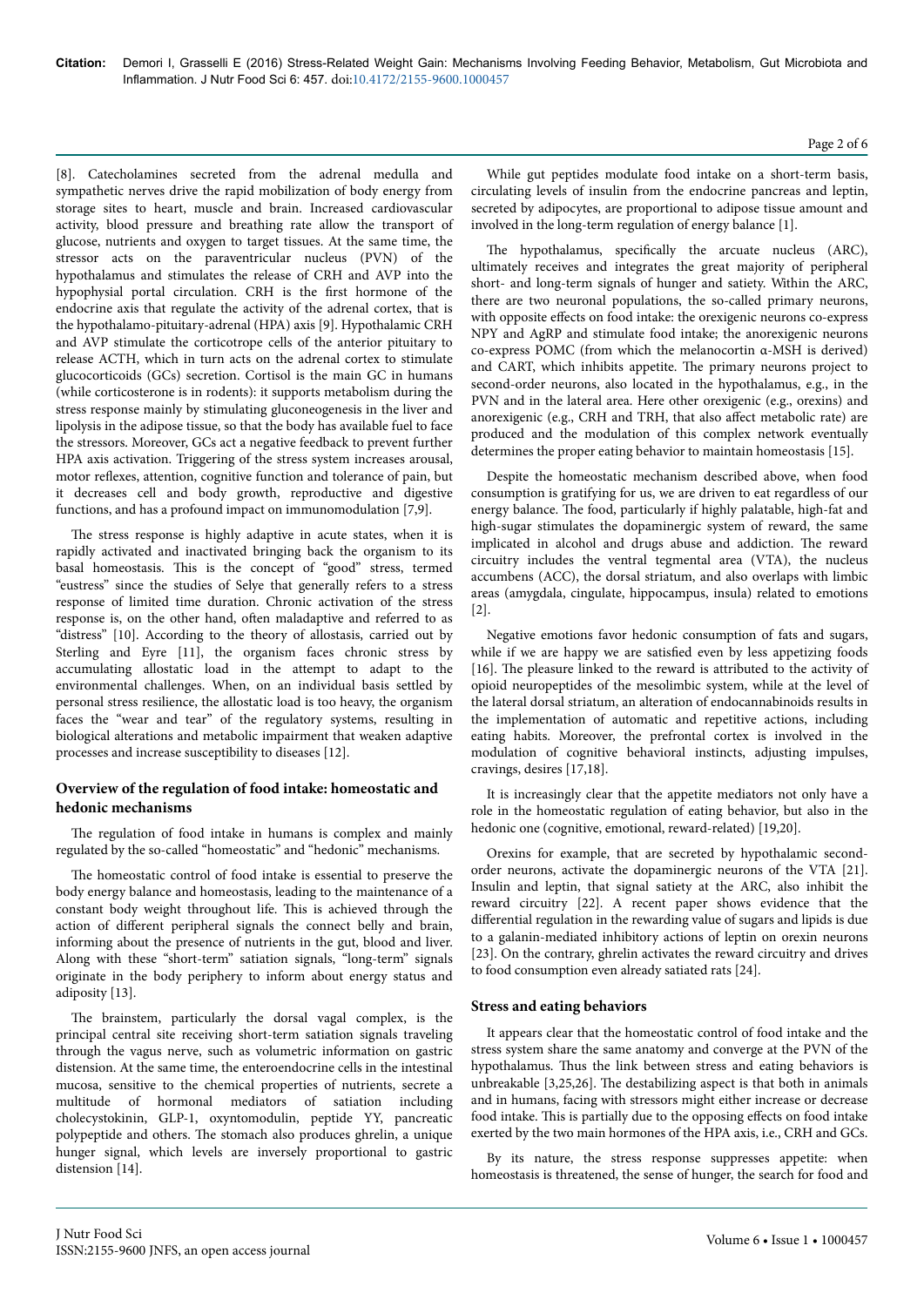[8]. Catecholamines secreted from the adrenal medulla and sympathetic nerves drive the rapid mobilization of body energy from storage sites to heart, muscle and brain. Increased cardiovascular activity, blood pressure and breathing rate allow the transport of glucose, nutrients and oxygen to target tissues. At the same time, the stressor acts on the paraventricular nucleus (PVN) of the hypothalamus and stimulates the release of CRH and AVP into the hypophysial portal circulation. CRH is the first hormone of the endocrine axis that regulate the activity of the adrenal cortex, that is the hypothalamo-pituitary-adrenal (HPA) axis [9]. Hypothalamic CRH and AVP stimulate the corticotrope cells of the anterior pituitary to release ACTH, which in turn acts on the adrenal cortex to stimulate glucocorticoids (GCs) secretion. Cortisol is the main GC in humans (while corticosterone is in rodents): it supports metabolism during the stress response mainly by stimulating gluconeogenesis in the liver and lipolysis in the adipose tissue, so that the body has available fuel to face the stressors. Moreover, GCs act a negative feedback to prevent further HPA axis activation. Triggering of the stress system increases arousal, motor reflexes, attention, cognitive function and tolerance of pain, but it decreases cell and body growth, reproductive and digestive functions, and has a profound impact on immunomodulation [7,9].

The stress response is highly adaptive in acute states, when it is rapidly activated and inactivated bringing back the organism to its basal homeostasis. This is the concept of "good" stress, termed "eustress" since the studies of Selye that generally refers to a stress response of limited time duration. Chronic activation of the stress response is, on the other hand, often maladaptive and referred to as "distress" [10]. According to the theory of allostasis, carried out by Sterling and Eyre [11], the organism faces chronic stress by accumulating allostatic load in the attempt to adapt to the environmental challenges. When, on an individual basis settled by personal stress resilience, the allostatic load is too heavy, the organism faces the "wear and tear" of the regulatory systems, resulting in biological alterations and metabolic impairment that weaken adaptive processes and increase susceptibility to diseases [12].

## Overview of the regulation of food intake: homeostatic and hedonic mechanisms

The regulation of food intake in humans is complex and mainly regulated by the so-called "homeostatic" and "hedonic" mechanisms.

The homeostatic control of food intake is essential to preserve the body energy balance and homeostasis, leading to the maintenance of a constant body weight throughout life. This is achieved through the action of different peripheral signals the connect belly and brain, informing about the presence of nutrients in the gut, blood and liver. Along with these "short-term" satiation signals, "long-term" signals originate in the body periphery to inform about energy status and adiposity [13].

The brainstem, particularly the dorsal vagal complex, is the principal central site receiving short-term satiation signals traveling through the vagus nerve, such as volumetric information on gastric distension. At the same time, the enteroendocrine cells in the intestinal mucosa, sensitive to the chemical properties of nutrients, secrete a multitude of hormonal mediators of satiation including cholecystokinin, GLP-1, oxyntomodulin, peptide YY, pancreatic polypeptide and others. The stomach also produces ghrelin, a unique hunger signal, which levels are inversely proportional to gastric distension [14].

While gut peptides modulate food intake on a short-term basis, circulating levels of insulin from the endocrine pancreas and leptin, secreted by adipocytes, are proportional to adipose tissue amount and involved in the long-term regulation of energy balance [1].

The hypothalamus, specifically the arcuate nucleus (ARC), ultimately receives and integrates the great majority of peripheral short- and long-term signals of hunger and satiety. Within the ARC, there are two neuronal populations, the so-called primary neurons, with opposite effects on food intake: the orexigenic neurons co-express NPY and AgRP and stimulate food intake; the anorexigenic neurons co-express POMC (from which the melanocortin α-MSH is derived) and CART, which inhibits appetite. The primary neurons project to second-order neurons, also located in the hypothalamus, e.g., in the PVN and in the lateral area. Here other orexigenic (e.g., orexins) and anorexigenic (e.g., CRH and TRH, that also affect metabolic rate) are produced and the modulation of this complex network eventually determines the proper eating behavior to maintain homeostasis [15].

Despite the homeostatic mechanism described above, when food consumption is gratifying for us, we are driven to eat regardless of our energy balance. The food, particularly if highly palatable, high-fat and high-sugar stimulates the dopaminergic system of reward, the same implicated in alcohol and drugs abuse and addiction. The reward circuitry includes the ventral tegmental area (VTA), the nucleus accumbens (ACC), the dorsal striatum, and also overlaps with limbic areas (amygdala, cingulate, hippocampus, insula) related to emotions [2].

Negative emotions favor hedonic consumption of fats and sugars, while if we are happy we are satisfied even by less appetizing foods [16]. The pleasure linked to the reward is attributed to the activity of opioid neuropeptides of the mesolimbic system, while at the level of the lateral dorsal striatum, an alteration of endocannabinoids results in the implementation of automatic and repetitive actions, including eating habits. Moreover, the prefrontal cortex is involved in the modulation of cognitive behavioral instincts, adjusting impulses, cravings, desires [17,18].

It is increasingly clear that the appetite mediators not only have a role in the homeostatic regulation of eating behavior, but also in the hedonic one (cognitive, emotional, reward-related) [19,20].

Orexins for example, that are secreted by hypothalamic second-order neurons, activate the dopaminergic neurons of the VTA [21]. Insulin and leptin, that signal satiety at the ARC, also inhibit the reward circuitry [22]. A recent paper shows evidence that the differential regulation in the rewarding value of sugars and lipids is due to a galanin-mediated inhibitory actions of leptin on orexin neurons [23]. On the contrary, ghrelin activates the reward circuitry and drives to food consumption even already satiated rats [24].

## Stress and eating behaviors

It appears clear that the homeostatic control of food intake and the stress system share the same anatomy and converge at the PVN of the hypothalamus. Thus the link between stress and eating behaviors is unbreakable [3,25,26]. The destabilizing aspect is that both in animals and in humans, facing with stressors might either increase or decrease food intake. This is partially due to the opposing effects on food intake exerted by the two main hormones of the HPA axis, i.e., CRH and GCs.

By its nature, the stress response suppresses appetite: when homeostasis is threatened, the sense of hunger, the search for food and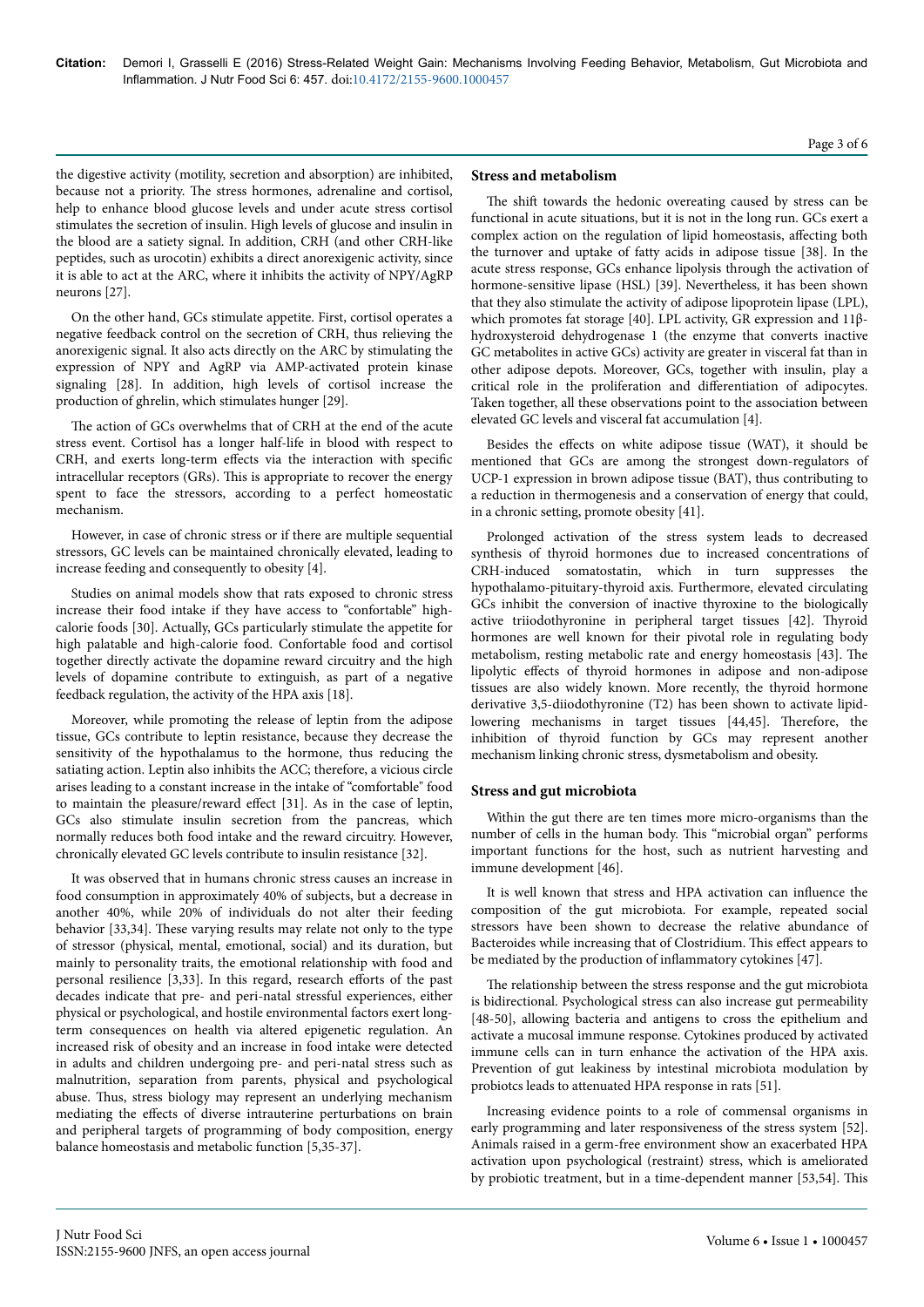the digestive activity (motility, secretion and absorption) are inhibited, because not a priority. The stress hormones, adrenaline and cortisol, help to enhance blood glucose levels and under acute stress cortisol stimulates the secretion of insulin. High levels of glucose and insulin in the blood are a satiety signal. In addition, CRH (and other CRH-like peptides, such as urocotin) exhibits a direct anorexigenic activity, since it is able to act at the ARC, where it inhibits the activity of NPY/AgRP neurons [27].

On the other hand, GCs stimulate appetite. First, cortisol operates a negative feedback control on the secretion of CRH, thus relieving the anorexigenic signal. It also acts directly on the ARC by stimulating the expression of NPY and AgRP via AMP-activated protein kinase signaling [28]. In addition, high levels of cortisol increase the production of ghrelin, which stimulates hunger [29].

The action of GCs overwhelms that of CRH at the end of the acute stress event. Cortisol has a longer half-life in blood with respect to CRH, and exerts long-term effects via the interaction with specific intracellular receptors (GRs). This is appropriate to recover the energy spent to face the stressors, according to a perfect homeostatic mechanism.

However, in case of chronic stress or if there are multiple sequential stressors, GC levels can be maintained chronically elevated, leading to increase feeding and consequently to obesity [4].

Studies on animal models show that rats exposed to chronic stress increase their food intake if they have access to "confortable" high-calorie foods [30]. Actually, GCs particularly stimulate the appetite for high palatable and high-calorie food. Confortable food and cortisol together directly activate the dopamine reward circuitry and the high levels of dopamine contribute to extinguish, as part of a negative feedback regulation, the activity of the HPA axis [18].

Moreover, while promoting the release of leptin from the adipose tissue, GCs contribute to leptin resistance, because they decrease the sensitivity of the hypothalamus to the hormone, thus reducing the satiating action. Leptin also inhibits the ACC; therefore, a vicious circle arises leading to a constant increase in the intake of "comfortable" food to maintain the pleasure/reward effect [31]. As in the case of leptin, GCs also stimulate insulin secretion from the pancreas, which normally reduces both food intake and the reward circuitry. However, chronically elevated GC levels contribute to insulin resistance [32].

It was observed that in humans chronic stress causes an increase in food consumption in approximately 40% of subjects, but a decrease in another 40%, while 20% of individuals do not alter their feeding behavior [33,34]. These varying results may relate not only to the type of stressor (physical, mental, emotional, social) and its duration, but mainly to personality traits, the emotional relationship with food and personal resilience [3,33]. In this regard, research efforts of the past decades indicate that pre- and peri-natal stressful experiences, either physical or psychological, and hostile environmental factors exert long-term consequences on health via altered epigenetic regulation. An increased risk of obesity and an increase in food intake were detected in adults and children undergoing pre- and peri-natal stress such as malnutrition, separation from parents, physical and psychological abuse. Thus, stress biology may represent an underlying mechanism mediating the effects of diverse intrauterine perturbations on brain and peripheral targets of programming of body composition, energy balance homeostasis and metabolic function [5,35-37].

## Stress and metabolism

The shift towards the hedonic overeating caused by stress can be functional in acute situations, but it is not in the long run. GCs exert a complex action on the regulation of lipid homeostasis, affecting both the turnover and uptake of fatty acids in adipose tissue [38]. In the acute stress response, GCs enhance lipolysis through the activation of hormone-sensitive lipase (HSL) [39]. Nevertheless, it has been shown that they also stimulate the activity of adipose lipoprotein lipase (LPL), which promotes fat storage [40]. LPL activity, GR expression and 11β-hydroxysteroid dehydrogenase 1 (the enzyme that converts inactive GC metabolites in active GCs) activity are greater in visceral fat than in other adipose depots. Moreover, GCs, together with insulin, play a critical role in the proliferation and differentiation of adipocytes. Taken together, all these observations point to the association between elevated GC levels and visceral fat accumulation [4].

Besides the effects on white adipose tissue (WAT), it should be mentioned that GCs are among the strongest down-regulators of UCP-1 expression in brown adipose tissue (BAT), thus contributing to a reduction in thermogenesis and a conservation of energy that could, in a chronic setting, promote obesity [41].

Prolonged activation of the stress system leads to decreased synthesis of thyroid hormones due to increased concentrations of CRH-induced somatostatin, which in turn suppresses the hypothalamo-pituitary-thyroid axis. Furthermore, elevated circulating GCs inhibit the conversion of inactive thyroxine to the biologically active triiodothyronine in peripheral target tissues [42]. Thyroid hormones are well known for their pivotal role in regulating body metabolism, resting metabolic rate and energy homeostasis [43]. The lipolytic effects of thyroid hormones in adipose and non-adipose tissues are also widely known. More recently, the thyroid hormone derivative 3,5-diiodothyronine (T2) has been shown to activate lipid-lowering mechanisms in target tissues [44,45]. Therefore, the inhibition of thyroid function by GCs may represent another mechanism linking chronic stress, dysmetabolism and obesity.

## Stress and gut microbiota

Within the gut there are ten times more micro-organisms than the number of cells in the human body. This "microbial organ" performs important functions for the host, such as nutrient harvesting and immune development [46].

It is well known that stress and HPA activation can influence the composition of the gut microbiota. For example, repeated social stressors have been shown to decrease the relative abundance of Bacteroides while increasing that of Clostridium. This effect appears to be mediated by the production of inflammatory cytokines [47].

The relationship between the stress response and the gut microbiota is bidirectional. Psychological stress can also increase gut permeability [48-50], allowing bacteria and antigens to cross the epithelium and activate a mucosal immune response. Cytokines produced by activated immune cells can in turn enhance the activation of the HPA axis. Prevention of gut leakiness by intestinal microbiota modulation by probiotcs leads to attenuated HPA response in rats [51].

Increasing evidence points to a role of commensal organisms in early programming and later responsiveness of the stress system [52]. Animals raised in a germ-free environment show an exacerbated HPA activation upon psychological (restraint) stress, which is ameliorated by probiotic treatment, but in a time-dependent manner [53,54]. This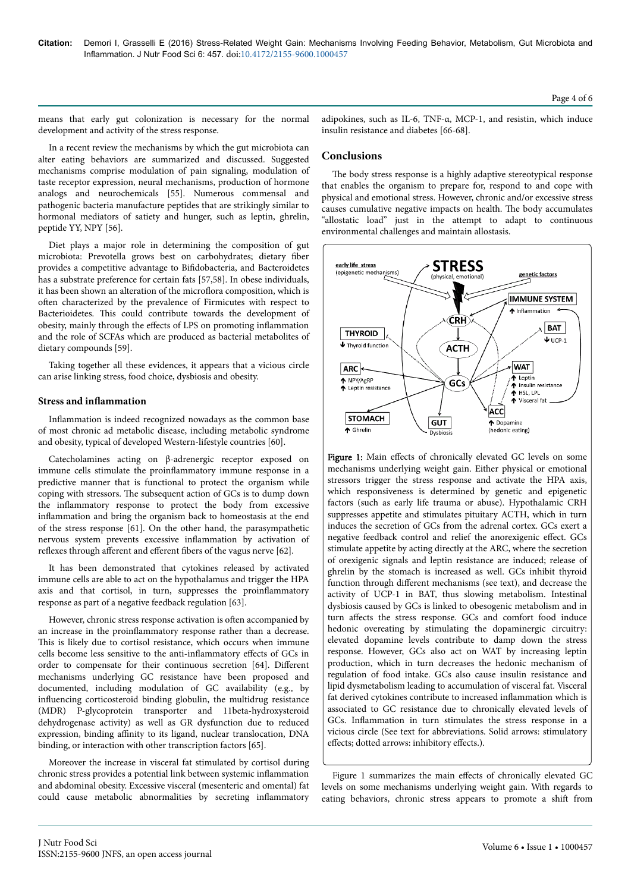means that early gut colonization is necessary for the normal development and activity of the stress response.

In a recent review the mechanisms by which the gut microbiota can alter eating behaviors are summarized and discussed. Suggested mechanisms comprise modulation of pain signaling, modulation of taste receptor expression, neural mechanisms, production of hormone analogs and neurochemicals [55]. Numerous commensal and pathogenic bacteria manufacture peptides that are strikingly similar to hormonal mediators of satiety and hunger, such as leptin, ghrelin, peptide YY, NPY [56].

Diet plays a major role in determining the composition of gut microbiota: Prevotella grows best on carbohydrates; dietary fiber provides a competitive advantage to Bifidobacteria, and Bacteroidetes has a substrate preference for certain fats [57,58]. In obese individuals, it has been shown an alteration of the microflora composition, which is often characterized by the prevalence of Firmicutes with respect to Bacterioidetes. This could contribute towards the development of obesity, mainly through the effects of LPS on promoting inflammation and the role of SCFAs which are produced as bacterial metabolites of dietary compounds [59].

Taking together all these evidences, it appears that a vicious circle can arise linking stress, food choice, dysbiosis and obesity.

### Stress and inflammation

Inflammation is indeed recognized nowadays as the common base of most chronic ad metabolic disease, including metabolic syndrome and obesity, typical of developed Western-lifestyle countries [60].

Catecholamines acting on β-adrenergic receptor exposed on immune cells stimulate the proinflammatory immune response in a predictive manner that is functional to protect the organism while coping with stressors. The subsequent action of GCs is to dump down the inflammatory response to protect the body from excessive inflammation and bring the organism back to homeostasis at the end of the stress response [61]. On the other hand, the parasympathetic nervous system prevents excessive inflammation by activation of reflexes through afferent and efferent fibers of the vagus nerve [62].

It has been demonstrated that cytokines released by activated immune cells are able to act on the hypothalamus and trigger the HPA axis and that cortisol, in turn, suppresses the proinflammatory response as part of a negative feedback regulation [63].

However, chronic stress response activation is often accompanied by an increase in the proinflammatory response rather than a decrease. This is likely due to cortisol resistance, which occurs when immune cells become less sensitive to the anti-inflammatory effects of GCs in order to compensate for their continuous secretion [64]. Different mechanisms underlying GC resistance have been proposed and documented, including modulation of GC availability (e.g., by influencing corticosteroid binding globulin, the multidrug resistance (MDR) P-glycoprotein transporter and 11beta-hydroxysteroid dehydrogenase activity) as well as GR dysfunction due to reduced expression, binding affinity to its ligand, nuclear translocation, DNA binding, or interaction with other transcription factors [65].

Moreover the increase in visceral fat stimulated by cortisol during chronic stress provides a potential link between systemic inflammation and abdominal obesity. Excessive visceral (mesenteric and omental) fat could cause metabolic abnormalities by secreting inflammatory adipokines, such as IL-6, TNF-α, MCP-1, and resistin, which induce insulin resistance and diabetes [66-68].

## Conclusions

The body stress response is a highly adaptive stereotypical response that enables the organism to prepare for, respond to and cope with physical and emotional stress. However, chronic and/or excessive stress causes cumulative negative impacts on health. The body accumulates "allostatic load" just in the attempt to adapt to continuous environmental challenges and maintain allostasis.

**Figure 1:** Main effects of chronically elevated GC levels on some mechanisms underlying weight gain. Either physical or emotional stressors trigger the stress response and activate the HPA axis, which responsiveness is determined by genetic and epigenetic factors (such as early life trauma or abuse). Hypothalamic CRH suppresses appetite and stimulates pituitary ACTH, which in turn induces the secretion of GCs from the adrenal cortex. GCs exert a negative feedback control and relief the anorexigenic effect. GCs stimulate appetite by acting directly at the ARC, where the secretion of orexigenic signals and leptin resistance are induced; release of ghrelin by the stomach is increased as well. GCs inhibit thyroid function through different mechanisms (see text), and decrease the activity of UCP-1 in BAT, thus slowing metabolism. Intestinal dysbiosis caused by GCs is linked to obesogenic metabolism and in turn affects the stress response. GCs and comfort food induce hedonic overeating by stimulating the dopaminergic circuitry: elevated dopamine levels contribute to damp down the stress response. However, GCs also act on WAT by increasing leptin production, which in turn decreases the hedonic mechanism of regulation of food intake. GCs also cause insulin resistance and lipid dysmetabolism leading to accumulation of visceral fat. Visceral fat derived cytokines contribute to increased inflammation which is associated to GC resistance due to chronically elevated levels of GCs. Inflammation in turn stimulates the stress response in a vicious circle (See text for abbreviations. Solid arrows: stimulatory effects; dotted arrows: inhibitory effects.).

Figure 1 summarizes the main effects of chronically elevated GC levels on some mechanisms underlying weight gain. With regards to eating behaviors, chronic stress appears to promote a shift from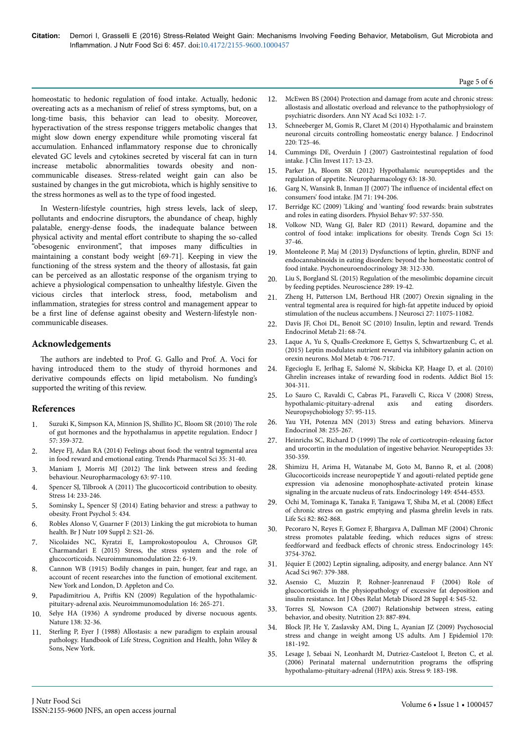homeostatic to hedonic regulation of food intake. Actually, hedonic overeating acts as a mechanism of relief of stress symptoms, but, on a long-time basis, this behavior can lead to obesity. Moreover, hyperactivation of the stress response triggers metabolic changes that might slow down energy expenditure while promoting visceral fat accumulation. Enhanced inflammatory response due to chronically elevated GC levels and cytokines secreted by visceral fat can in turn increase metabolic abnormalities towards obesity and non-communicable diseases. Stress-related weight gain can also be sustained by changes in the gut microbiota, which is highly sensitive to the stress hormones as well as to the type of food ingested.

In Western-lifestyle countries, high stress levels, lack of sleep, pollutants and endocrine disruptors, the abundance of cheap, highly palatable, energy-dense foods, the inadequate balance between physical activity and mental effort contribute to shaping the so-called "obesogenic environment", that imposes many difficulties in maintaining a constant body weight [69-71]. Keeping in view the functioning of the stress system and the theory of allostasis, fat gain can be perceived as an allostatic response of the organism trying to achieve a physiological compensation to unhealthy lifestyle. Given the vicious circles that interlock stress, food, metabolism and inflammation, strategies for stress control and management appear to be a first line of defense against obesity and Western-lifestyle non-communicable diseases.

## Acknowledgements

The authors are indebted to Prof. G. Gallo and Prof. A. Voci for having introduced them to the study of thyroid hormones and derivative compounds effects on lipid metabolism. No funding's supported the writing of this review.

## References

1. Suzuki K, Simpson KA, Minnion JS, Shillito JC, Bloom SR (2010) The role of gut hormones and the hypothalamus in appetite regulation. Endocr J 57: 359-372.
2. Meye FJ, Adan RA (2014) Feelings about food: the ventral tegmental area in food reward and emotional eating. Trends Pharmacol Sci 35: 31-40.
3. Maniam J, Morris MJ (2012) The link between stress and feeding behaviour. Neuropharmacology 63: 97-110.
4. Spencer SJ, Tilbrook A (2011) The glucocorticoid contribution to obesity. Stress 14: 233-246.
5. Sominsky L, Spencer SJ (2014) Eating behavior and stress: a pathway to obesity. Front Psychol 5: 434.
6. Robles Alonso V, Guarner F (2013) Linking the gut microbiota to human health. Br J Nutr 109 Suppl 2: S21-26.
7. Nicolaides NC, Kyratzi E, Lamprokostopoulou A, Chrousos GP, Charmandari E (2015) Stress, the stress system and the role of glucocorticoids. Neuroimmunomodulation 22: 6-19.
8. Cannon WB (1915) Bodily changes in pain, hunger, fear and rage, an account of recent researches into the function of emotional excitement. New York and London, D. Appleton and Co.
9. Papadimitriou A, Priftis KN (2009) Regulation of the hypothalamic-pituitary-adrenal axis. Neuroimmunomodulation 16: 265-271.
10. Selye HA (1936) A syndrome produced by diverse nocuous agents. Nature 138: 32-36.
11. Sterling P, Eyer J (1988) Allostasis: a new paradigm to explain arousal pathology. Handbook of Life Stress, Cognition and Health, John Wiley & Sons, New York.
12. McEwen BS (2004) Protection and damage from acute and chronic stress: allostasis and allostatic overload and relevance to the pathophysiology of psychiatric disorders. Ann NY Acad Sci 1032: 1-7.
13. Schneeberger M, Gomis R, Claret M (2014) Hypothalamic and brainstem neuronal circuits controlling homeostatic energy balance. J Endocrinol 220: T25-46.
14. Cummings DE, Overduin J (2007) Gastrointestinal regulation of food intake. J Clin Invest 117: 13-23.
15. Parker JA, Bloom SR (2012) Hypothalamic neuropeptides and the regulation of appetite. Neuropharmacology 63: 18-30.
16. Garg N, Wansink B, Inman JJ (2007) The influence of incidental effect on consumers' food intake. JM 71: 194-206.
17. Berridge KC (2009) 'Liking' and 'wanting' food rewards: brain substrates and roles in eating disorders. Physiol Behav 97: 537-550.
18. Volkow ND, Wang GJ, Baler RD (2011) Reward, dopamine and the control of food intake: implications for obesity. Trends Cogn Sci 15: 37-46.
19. Monteleone P, Maj M (2013) Dysfunctions of leptin, ghrelin, BDNF and endocannabinoids in eating disorders: beyond the homeostatic control of food intake. Psychoneuroendocrinology 38: 312-330.
20. Liu S, Borgland SL (2015) Regulation of the mesolimbic dopamine circuit by feeding peptides. Neuroscience 289: 19-42.
21. Zheng H, Patterson LM, Berthoud HR (2007) Orexin signaling in the ventral tegmental area is required for high-fat appetite induced by opioid stimulation of the nucleus accumbens. J Neurosci 27: 11075-11082.
22. Davis JF, Choi DL, Benoit SC (2010) Insulin, leptin and reward. Trends Endocrinol Metab 21: 68-74.
23. Laque A, Yu S, Qualls-Creekmore E, Gettys S, Schwartzenburg C, et al. (2015) Leptin modulates nutrient reward via inhibitory galanin action on orexin neurons. Mol Metab 4: 706-717.
24. Egecioglu E, Jerlhag E, Salomé N, Skibicka KP, Haage D, et al. (2010) Ghrelin increases intake of rewarding food in rodents. Addict Biol 15: 304-311.
25. Lo Sauro C, Ravaldi C, Cabras PL, Faravelli C, Ricca V (2008) Stress, hypothalamic-pituitary-adrenal axis and eating disorders. Neuropsychobiology 57: 95-115.
26. Yau YH, Potenza MN (2013) Stress and eating behaviors. Minerva Endocrinol 38: 255-267.
27. Heinrichs SC, Richard D (1999) The role of corticotropin-releasing factor and urocortin in the modulation of ingestive behavior. Neuropeptides 33: 350-359.
28. Shimizu H, Arima H, Watanabe M, Goto M, Banno R, et al. (2008) Glucocorticoids increase neuropeptide Y and agouti-related peptide gene expression via adenosine monophosphate-activated protein kinase signaling in the arcuate nucleus of rats. Endocrinology 149: 4544-4553.
29. Ochi M, Tominaga K, Tanaka F, Tanigawa T, Shiba M, et al. (2008) Effect of chronic stress on gastric emptying and plasma ghrelin levels in rats. Life Sci 82: 862-868.
30. Pecoraro N, Reyes F, Gomez F, Bhargava A, Dallman MF (2004) Chronic stress promotes palatable feeding, which reduces signs of stress: feedforward and feedback effects of chronic stress. Endocrinology 145: 3754-3762.
31. Jéquier E (2002) Leptin signaling, adiposity, and energy balance. Ann NY Acad Sci 967: 379-388.
32. Asensio C, Muzzin P, Rohner-Jeanrenaud F (2004) Role of glucocorticoids in the physiopathology of excessive fat deposition and insulin resistance. Int J Obes Relat Metab Disord 28 Suppl 4: S45-52.
33. Torres SJ, Nowson CA (2007) Relationship between stress, eating behavior, and obesity. Nutrition 23: 887-894.
34. Block JP, He Y, Zaslavsky AM, Ding L, Ayanian JZ (2009) Psychosocial stress and change in weight among US adults. Am J Epidemiol 170: 181-192.
35. Lesage J, Sebaai N, Leonhardt M, Dutriez-Casteloot I, Breton C, et al. (2006) Perinatal maternal undernutrition programs the offspring hypothalamo-pituitary-adrenal (HPA) axis. Stress 9: 183-198.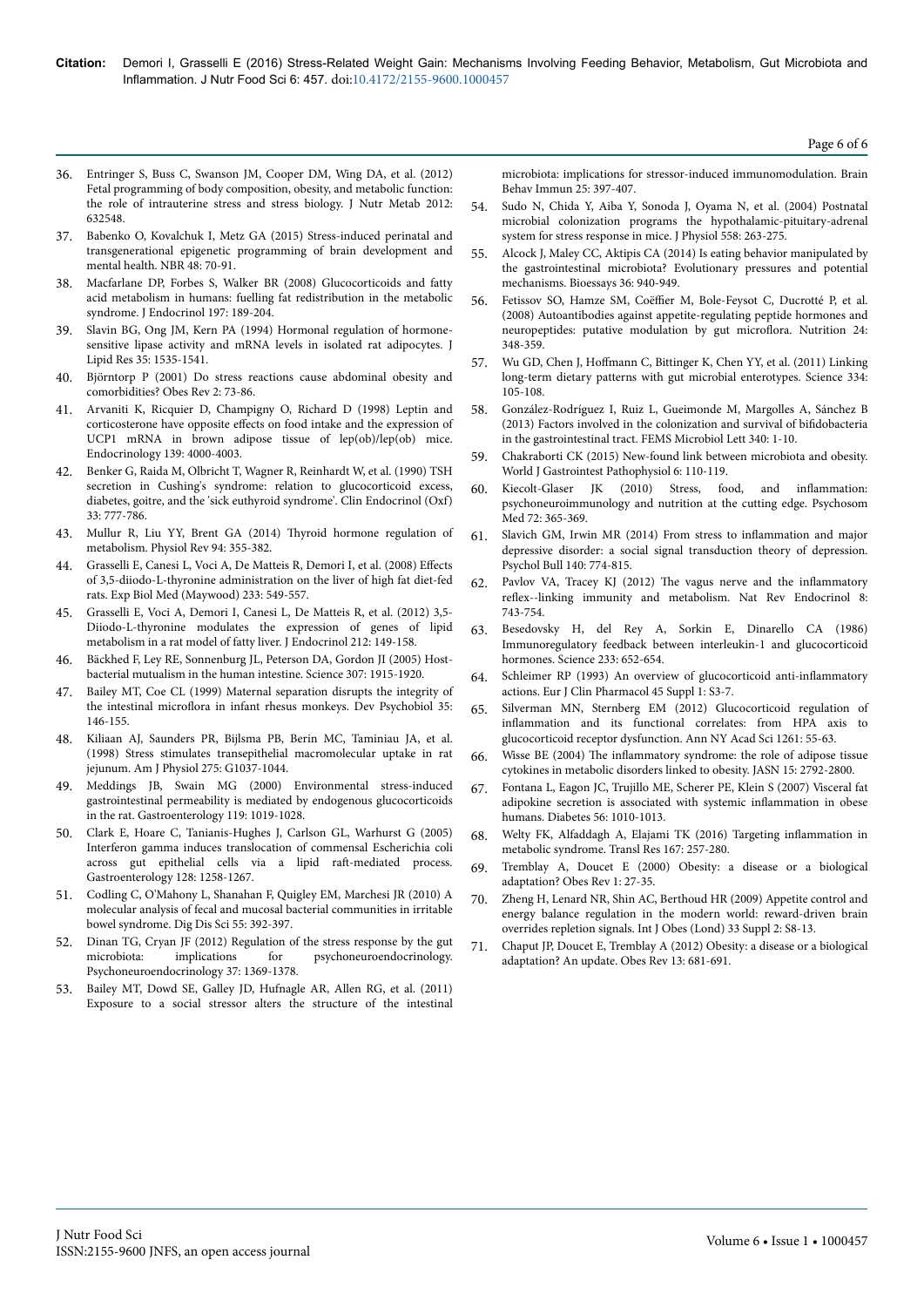36. Entringer S, Buss C, Swanson JM, Cooper DM, Wing DA, et al. (2012) Fetal programming of body composition, obesity, and metabolic function: the role of intrauterine stress and stress biology. J Nutr Metab 2012: 632548.
37. Babenko O, Kovalchuk I, Metz GA (2015) Stress-induced perinatal and transgenerational epigenetic programming of brain development and mental health. NBR 48: 70-91.
38. Macfarlane DP, Forbes S, Walker BR (2008) Glucocorticoids and fatty acid metabolism in humans: fuelling fat redistribution in the metabolic syndrome. J Endocrinol 197: 189-204.
39. Slavin BG, Ong JM, Kern PA (1994) Hormonal regulation of hormone-sensitive lipase activity and mRNA levels in isolated rat adipocytes. J Lipid Res 35: 1535-1541.
40. Björntorp P (2001) Do stress reactions cause abdominal obesity and comorbidities? Obes Rev 2: 73-86.
41. Arvaniti K, Ricquier D, Champigny O, Richard D (1998) Leptin and corticosterone have opposite effects on food intake and the expression of UCP1 mRNA in brown adipose tissue of lep(ob)/lep(ob) mice. Endocrinology 139: 4000-4003.
42. Benker G, Raida M, Olbricht T, Wagner R, Reinhardt W, et al. (1990) TSH secretion in Cushing's syndrome: relation to glucocorticoid excess, diabetes, goitre, and the 'sick euthyroid syndrome'. Clin Endocrinol (Oxf) 33: 777-786.
43. Mullur R, Liu YY, Brent GA (2014) Thyroid hormone regulation of metabolism. Physiol Rev 94: 355-382.
44. Grasselli E, Canesi L, Voci A, De Matteis R, Demori I, et al. (2008) Effects of 3,5-diiodo-L-thyronine administration on the liver of high fat diet-fed rats. Exp Biol Med (Maywood) 233: 549-557.
45. Grasselli E, Voci A, Demori I, Canesi L, De Matteis R, et al. (2012) 3,5-Diiodo-L-thyronine modulates the expression of genes of lipid metabolism in a rat model of fatty liver. J Endocrinol 212: 149-158.
46. Bäckhed F, Ley RE, Sonnenburg JL, Peterson DA, Gordon JI (2005) Host-bacterial mutualism in the human intestine. Science 307: 1915-1920.
47. Bailey MT, Coe CL (1999) Maternal separation disrupts the integrity of the intestinal microflora in infant rhesus monkeys. Dev Psychobiol 35: 146-155.
48. Kiliaan AJ, Saunders PR, Bijlsma PB, Berin MC, Taminiau JA, et al. (1998) Stress stimulates transepithelial macromolecular uptake in rat jejunum. Am J Physiol 275: G1037-1044.
49. Meddings JB, Swain MG (2000) Environmental stress-induced gastrointestinal permeability is mediated by endogenous glucocorticoids in the rat. Gastroenterology 119: 1019-1028.
50. Clark E, Hoare C, Tanianis-Hughes J, Carlson GL, Warhurst G (2005) Interferon gamma induces translocation of commensal Escherichia coli across gut epithelial cells via a lipid raft-mediated process. Gastroenterology 128: 1258-1267.
51. Codling C, O'Mahony L, Shanahan F, Quigley EM, Marchesi JR (2010) A molecular analysis of fecal and mucosal bacterial communities in irritable bowel syndrome. Dig Dis Sci 55: 392-397.
52. Dinan TG, Cryan JF (2012) Regulation of the stress response by the gut microbiota: implications for psychoneuroendocrinology. Psychoneuroendocrinology 37: 1369-1378.
53. Bailey MT, Dowd SE, Galley JD, Hufnagle AR, Allen RG, et al. (2011) Exposure to a social stressor alters the structure of the intestinal microbiota: implications for stressor-induced immunomodulation. Brain Behav Immun 25: 397-407.
54. Sudo N, Chida Y, Aiba Y, Sonoda J, Oyama N, et al. (2004) Postnatal microbial colonization programs the hypothalamic-pituitary-adrenal system for stress response in mice. J Physiol 558: 263-275.
55. Alcock J, Maley CC, Aktipis CA (2014) Is eating behavior manipulated by the gastrointestinal microbiota? Evolutionary pressures and potential mechanisms. Bioessays 36: 940-949.
56. Fetissov SO, Hamze SM, Coëffier M, Bole-Feysot C, Ducrotté P, et al. (2008) Autoantibodies against appetite-regulating peptide hormones and neuropeptides: putative modulation by gut microflora. Nutrition 24: 348-359.
57. Wu GD, Chen J, Hoffmann C, Bittinger K, Chen YY, et al. (2011) Linking long-term dietary patterns with gut microbial enterotypes. Science 334: 105-108.
58. González-Rodríguez I, Ruiz L, Gueimonde M, Margolles A, Sánchez B (2013) Factors involved in the colonization and survival of bifidobacteria in the gastrointestinal tract. FEMS Microbiol Lett 340: 1-10.
59. Chakraborti CK (2015) New-found link between microbiota and obesity. World J Gastrointest Pathophysiol 6: 110-119.
60. Kiecolt-Glaser JK (2010) Stress, food, and inflammation: psychoneuroimmunology and nutrition at the cutting edge. Psychosom Med 72: 365-369.
61. Slavich GM, Irwin MR (2014) From stress to inflammation and major depressive disorder: a social signal transduction theory of depression. Psychol Bull 140: 774-815.
62. Pavlov VA, Tracey KJ (2012) The vagus nerve and the inflammatory reflex--linking immunity and metabolism. Nat Rev Endocrinol 8: 743-754.
63. Besedovsky H, del Rey A, Sorkin E, Dinarello CA (1986) Immunoregulatory feedback between interleukin-1 and glucocorticoid hormones. Science 233: 652-654.
64. Schleimer RP (1993) An overview of glucocorticoid anti-inflammatory actions. Eur J Clin Pharmacol 45 Suppl 1: S3-7.
65. Silverman MN, Sternberg EM (2012) Glucocorticoid regulation of inflammation and its functional correlates: from HPA axis to glucocorticoid receptor dysfunction. Ann NY Acad Sci 1261: 55-63.
66. Wisse BE (2004) The inflammatory syndrome: the role of adipose tissue cytokines in metabolic disorders linked to obesity. JASN 15: 2792-2800.
67. Fontana L, Eagon JC, Trujillo ME, Scherer PE, Klein S (2007) Visceral fat adipokine secretion is associated with systemic inflammation in obese humans. Diabetes 56: 1010-1013.
68. Welty FK, Alfaddagh A, Elajami TK (2016) Targeting inflammation in metabolic syndrome. Transl Res 167: 257-280.
69. Tremblay A, Doucet E (2000) Obesity: a disease or a biological adaptation? Obes Rev 1: 27-35.
70. Zheng H, Lenard NR, Shin AC, Berthoud HR (2009) Appetite control and energy balance regulation in the modern world: reward-driven brain overrides repletion signals. Int J Obes (Lond) 33 Suppl 2: S8-13.
71. Chaput JP, Doucet E, Tremblay A (2012) Obesity: a disease or a biological adaptation? An update. Obes Rev 13: 681-691.